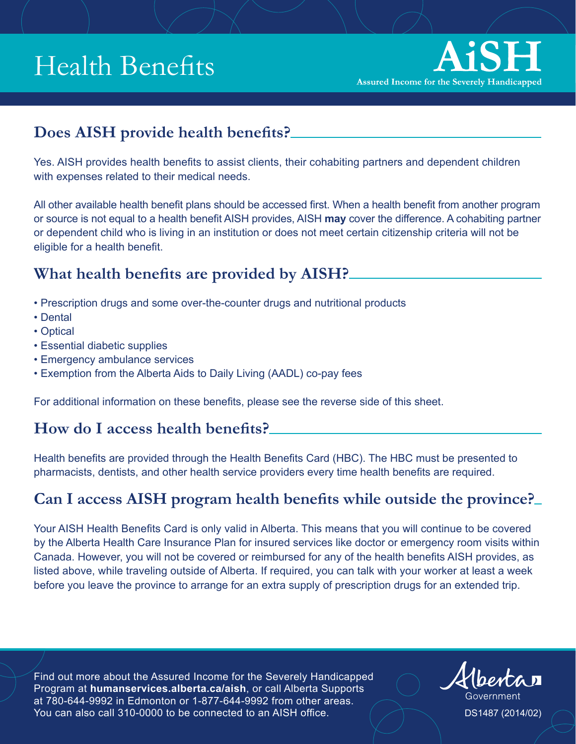# Health Benefits

**AiSH**
**Assured Income for the Severely Handicapped**

## Does AISH provide health benefits?

Yes. AISH provides health benefits to assist clients, their cohabiting partners and dependent children with expenses related to their medical needs.

All other available health benefit plans should be accessed first. When a health benefit from another program or source is not equal to a health benefit AISH provides, AISH **may** cover the difference. A cohabiting partner or dependent child who is living in an institution or does not meet certain citizenship criteria will not be eligible for a health benefit.

## What health benefits are provided by AISH?

- Prescription drugs and some over-the-counter drugs and nutritional products
- Dental
- Optical
- Essential diabetic supplies
- Emergency ambulance services
- Exemption from the Alberta Aids to Daily Living (AADL) co-pay fees

For additional information on these benefits, please see the reverse side of this sheet.

## How do I access health benefits?

Health benefits are provided through the Health Benefits Card (HBC). The HBC must be presented to pharmacists, dentists, and other health service providers every time health benefits are required.

## Can I access AISH program health benefits while outside the province?

Your AISH Health Benefits Card is only valid in Alberta. This means that you will continue to be covered by the Alberta Health Care Insurance Plan for insured services like doctor or emergency room visits within Canada. However, you will not be covered or reimbursed for any of the health benefits AISH provides, as listed above, while traveling outside of Alberta. If required, you can talk with your worker at least a week before you leave the province to arrange for an extra supply of prescription drugs for an extended trip.

Find out more about the Assured Income for the Severely Handicapped Program at **humanservices.alberta.ca/aish**, or call Alberta Supports at 780-644-9992 in Edmonton or 1-877-644-9992 from other areas. You can also call 310-0000 to be connected to an AISH office.

Alberta Government

DS1487 (2014/02)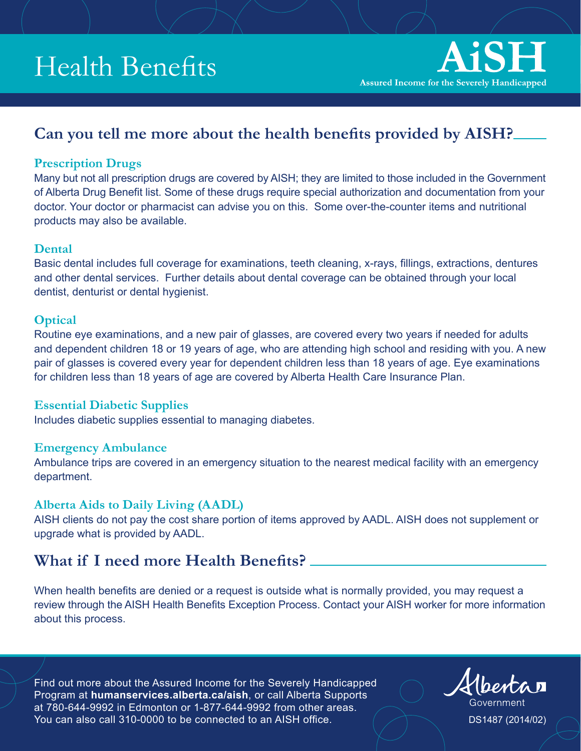# Health Benefits

**AiSH**
**Assured Income for the Severely Handicapped**

## Can you tell me more about the health benefits provided by AISH?

### Prescription Drugs

Many but not all prescription drugs are covered by AISH; they are limited to those included in the Government of Alberta Drug Benefit list. Some of these drugs require special authorization and documentation from your doctor. Your doctor or pharmacist can advise you on this. Some over-the-counter items and nutritional products may also be available.

### Dental

Basic dental includes full coverage for examinations, teeth cleaning, x-rays, fillings, extractions, dentures and other dental services. Further details about dental coverage can be obtained through your local dentist, denturist or dental hygienist.

### Optical

Routine eye examinations, and a new pair of glasses, are covered every two years if needed for adults and dependent children 18 or 19 years of age, who are attending high school and residing with you. A new pair of glasses is covered every year for dependent children less than 18 years of age. Eye examinations for children less than 18 years of age are covered by Alberta Health Care Insurance Plan.

### Essential Diabetic Supplies

Includes diabetic supplies essential to managing diabetes.

### Emergency Ambulance

Ambulance trips are covered in an emergency situation to the nearest medical facility with an emergency department.

### Alberta Aids to Daily Living (AADL)

AISH clients do not pay the cost share portion of items approved by AADL. AISH does not supplement or upgrade what is provided by AADL.

## What if I need more Health Benefits?

When health benefits are denied or a request is outside what is normally provided, you may request a review through the AISH Health Benefits Exception Process. Contact your AISH worker for more information about this process.

Find out more about the Assured Income for the Severely Handicapped Program at **humanservices.alberta.ca/aish**, or call Alberta Supports at 780-644-9992 in Edmonton or 1-877-644-9992 from other areas. You can also call 310-0000 to be connected to an AISH office.

Alberta Government

DS1487 (2014/02)